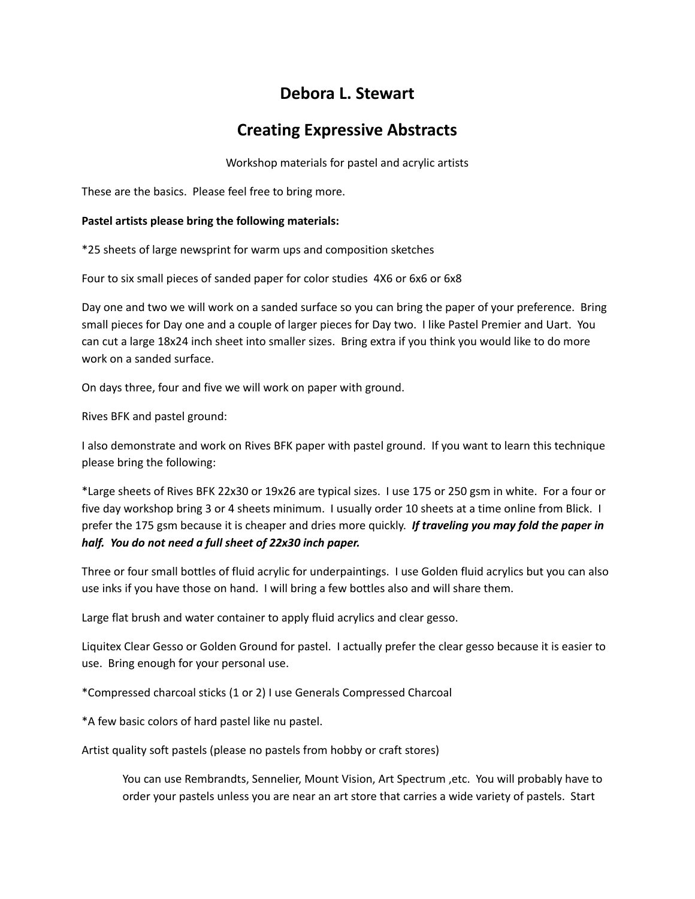# Debora L. Stewart

# Creating Expressive Abstracts

Workshop materials for pastel and acrylic artists

These are the basics. Please feel free to bring more.

**Pastel artists please bring the following materials:**

*25 sheets of large newsprint for warm ups and composition sketches

Four to six small pieces of sanded paper for color studies 4X6 or 6x6 or 6x8

Day one and two we will work on a sanded surface so you can bring the paper of your preference. Bring small pieces for Day one and a couple of larger pieces for Day two. I like Pastel Premier and Uart. You can cut a large 18x24 inch sheet into smaller sizes. Bring extra if you think you would like to do more work on a sanded surface.

On days three, four and five we will work on paper with ground.

Rives BFK and pastel ground:

I also demonstrate and work on Rives BFK paper with pastel ground. If you want to learn this technique please bring the following:

*Large sheets of Rives BFK 22x30 or 19x26 are typical sizes. I use 175 or 250 gsm in white. For a four or five day workshop bring 3 or 4 sheets minimum. I usually order 10 sheets at a time online from Blick. I prefer the 175 gsm because it is cheaper and dries more quickly. ***If traveling you may fold the paper in half. You do not need a full sheet of 22x30 inch paper.***

Three or four small bottles of fluid acrylic for underpaintings. I use Golden fluid acrylics but you can also use inks if you have those on hand. I will bring a few bottles also and will share them.

Large flat brush and water container to apply fluid acrylics and clear gesso.

Liquitex Clear Gesso or Golden Ground for pastel. I actually prefer the clear gesso because it is easier to use. Bring enough for your personal use.

*Compressed charcoal sticks (1 or 2) I use Generals Compressed Charcoal

*A few basic colors of hard pastel like nu pastel.

Artist quality soft pastels (please no pastels from hobby or craft stores)

> You can use Rembrandts, Sennelier, Mount Vision, Art Spectrum ,etc. You will probably have to order your pastels unless you are near an art store that carries a wide variety of pastels. Start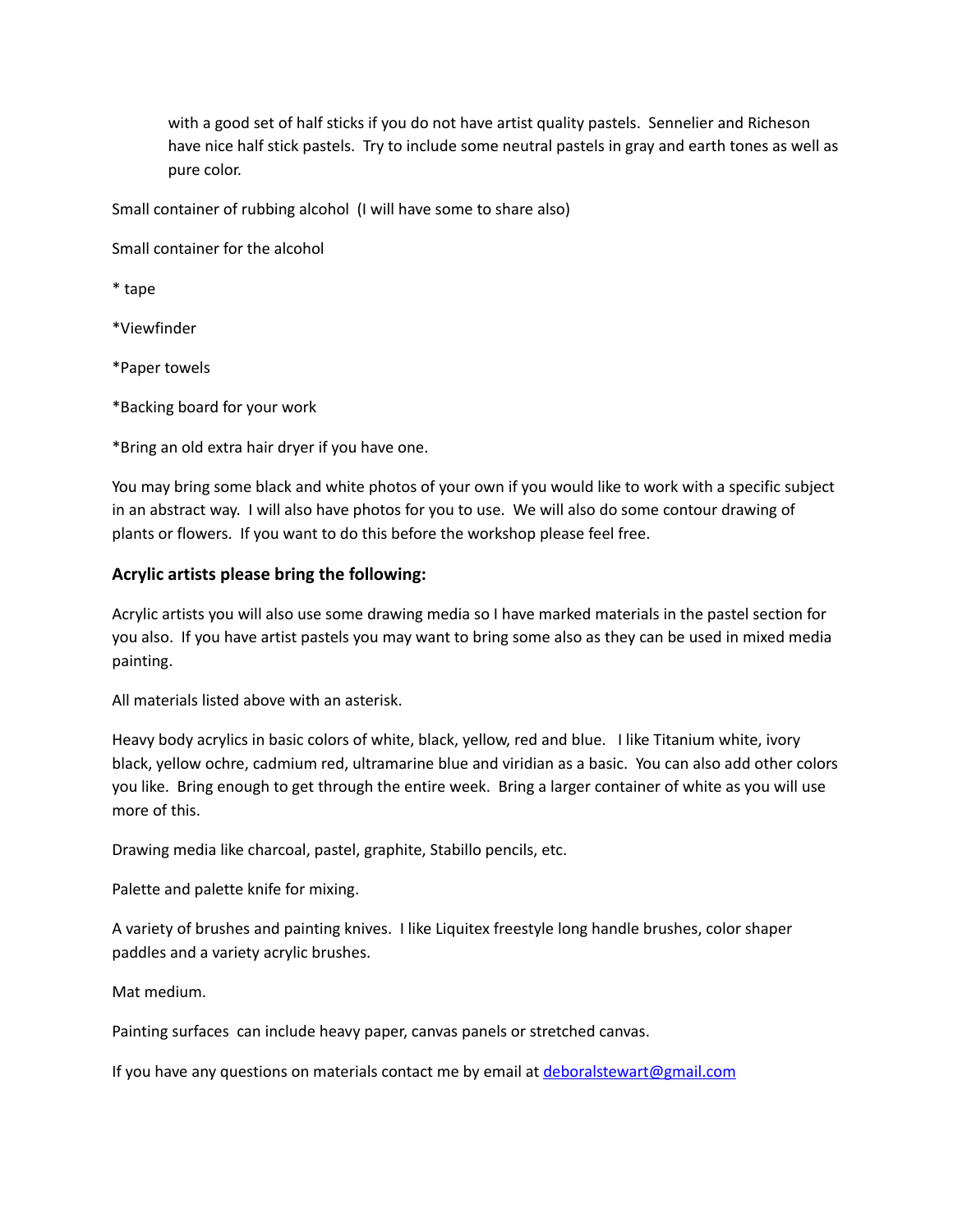with a good set of half sticks if you do not have artist quality pastels. Sennelier and Richeson have nice half stick pastels. Try to include some neutral pastels in gray and earth tones as well as pure color.

Small container of rubbing alcohol (I will have some to share also)

Small container for the alcohol

* tape

*Viewfinder

*Paper towels

*Backing board for your work

*Bring an old extra hair dryer if you have one.

You may bring some black and white photos of your own if you would like to work with a specific subject in an abstract way. I will also have photos for you to use. We will also do some contour drawing of plants or flowers. If you want to do this before the workshop please feel free.

### Acrylic artists please bring the following:

Acrylic artists you will also use some drawing media so I have marked materials in the pastel section for you also. If you have artist pastels you may want to bring some also as they can be used in mixed media painting.

All materials listed above with an asterisk.

Heavy body acrylics in basic colors of white, black, yellow, red and blue. I like Titanium white, ivory black, yellow ochre, cadmium red, ultramarine blue and viridian as a basic. You can also add other colors you like. Bring enough to get through the entire week. Bring a larger container of white as you will use more of this.

Drawing media like charcoal, pastel, graphite, Stabillo pencils, etc.

Palette and palette knife for mixing.

A variety of brushes and painting knives. I like Liquitex freestyle long handle brushes, color shaper paddles and a variety acrylic brushes.

Mat medium.

Painting surfaces can include heavy paper, canvas panels or stretched canvas.

If you have any questions on materials contact me by email at deboralstewart@gmail.com